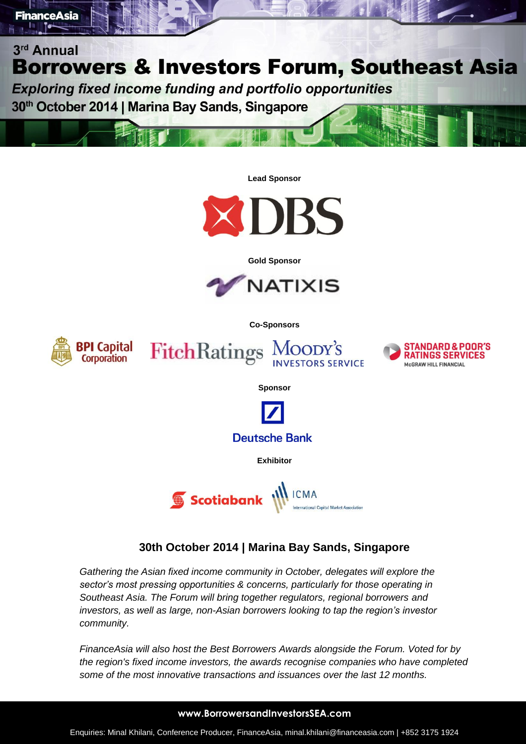FinanceAsia

3rd Annual

# Borrowers & Investors Forum, Southeast Asia

***Exploring fixed income funding and portfolio opportunities***

**30th October 2014 | Marina Bay Sands, Singapore**

**Lead Sponsor**

DBS

**Gold Sponsor**

NATIXIS

**Co-Sponsors**

BPI Capital Corporation

FitchRatings

Moody's Investors Service

Standard & Poor's Ratings Services McGraw Hill Financial

**Sponsor**

Deutsche Bank

**Exhibitor**

Scotiabank

ICMA International Capital Market Association

## 30th October 2014 | Marina Bay Sands, Singapore

*Gathering the Asian fixed income community in October, delegates will explore the sector's most pressing opportunities & concerns, particularly for those operating in Southeast Asia. The Forum will bring together regulators, regional borrowers and investors, as well as large, non-Asian borrowers looking to tap the region's investor community.*

*FinanceAsia will also host the Best Borrowers Awards alongside the Forum. Voted for by the region's fixed income investors, the awards recognise companies who have completed some of the most innovative transactions and issuances over the last 12 months.*

**www.BorrowersandInvestorsSEA.com**

Enquiries: Minal Khilani, Conference Producer, FinanceAsia, minal.khilani@financeasia.com | +852 3175 1924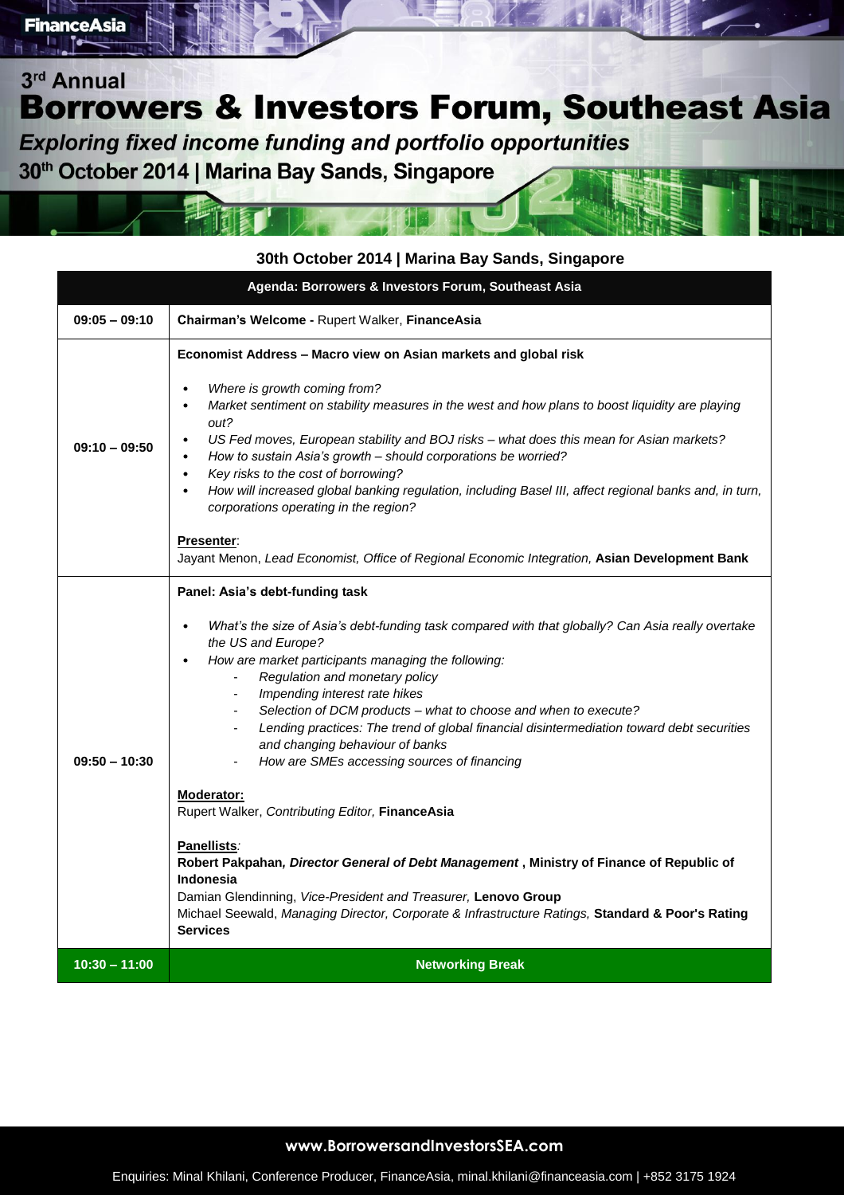# 3rd Annual Borrowers & Investors Forum, Southeast Asia

*Exploring fixed income funding and portfolio opportunities*

30th October 2014 | Marina Bay Sands, Singapore

**30th October 2014 | Marina Bay Sands, Singapore**

| Agenda: Borrowers & Investors Forum, Southeast Asia | |
|---|---|
| **09:05 – 09:10** | **Chairman's Welcome -** Rupert Walker, **FinanceAsia** |
| **09:10 – 09:50** | **Economist Address – Macro view on Asian markets and global risk**<br><br>• *Where is growth coming from?*<br>• *Market sentiment on stability measures in the west and how plans to boost liquidity are playing out?*<br>• *US Fed moves, European stability and BOJ risks – what does this mean for Asian markets?*<br>• *How to sustain Asia's growth – should corporations be worried?*<br>• *Key risks to the cost of borrowing?*<br>• *How will increased global banking regulation, including Basel III, affect regional banks and, in turn, corporations operating in the region?*<br><br>**Presenter**:<br>Jayant Menon, *Lead Economist, Office of Regional Economic Integration,* **Asian Development Bank** |
| **09:50 – 10:30** | **Panel: Asia's debt-funding task**<br><br>• *What's the size of Asia's debt-funding task compared with that globally? Can Asia really overtake the US and Europe?*<br>• *How are market participants managing the following:*<br>- *Regulation and monetary policy*<br>- *Impending interest rate hikes*<br>- *Selection of DCM products – what to choose and when to execute?*<br>- *Lending practices: The trend of global financial disintermediation toward debt securities and changing behaviour of banks*<br>- *How are SMEs accessing sources of financing*<br><br>**Moderator:**<br>Rupert Walker, *Contributing Editor,* **FinanceAsia**<br><br>**Panellists**:<br>**Robert Pakpahan,** ***Director General of Debt Management*** **, Ministry of Finance of Republic of Indonesia**<br>Damian Glendinning, *Vice-President and Treasurer,* **Lenovo Group**<br>Michael Seewald, *Managing Director, Corporate & Infrastructure Ratings,* **Standard & Poor's Rating Services** |
| **10:30 – 11:00** | **Networking Break** |

**www.BorrowersandInvestorsSEA.com**

Enquiries: Minal Khilani, Conference Producer, FinanceAsia, minal.khilani@financeasia.com | +852 3175 1924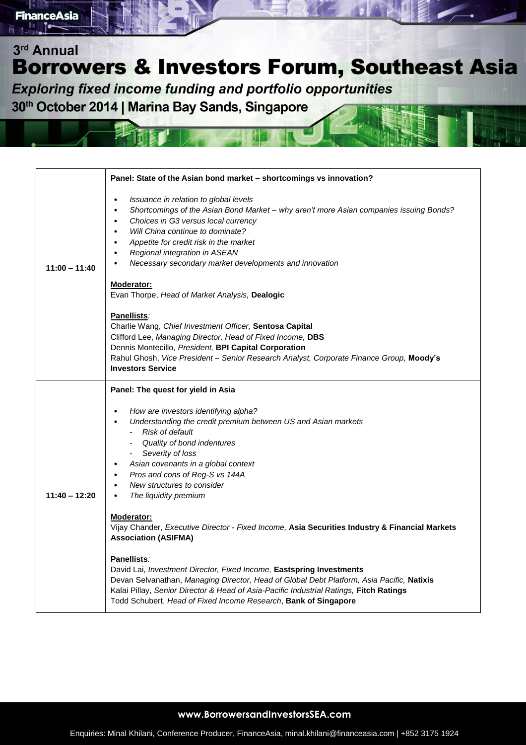# 3rd Annual Borrowers & Investors Forum, Southeast Asia

*Exploring fixed income funding and portfolio opportunities*

**30th October 2014 | Marina Bay Sands, Singapore**

| | |
|---|---|
| **11:00 – 11:40** | **Panel: State of the Asian bond market – shortcomings vs innovation?**<br><br>• *Issuance in relation to global levels*<br>• *Shortcomings of the Asian Bond Market – why aren't more Asian companies issuing Bonds?*<br>• *Choices in G3 versus local currency*<br>• *Will China continue to dominate?*<br>• *Appetite for credit risk in the market*<br>• *Regional integration in ASEAN*<br>• *Necessary secondary market developments and innovation*<br><br>**Moderator:**<br>Evan Thorpe, *Head of Market Analysis,* **Dealogic**<br><br>**Panellists**:<br>Charlie Wang, *Chief Investment Officer,* **Sentosa Capital**<br>Clifford Lee, *Managing Director, Head of Fixed Income,* **DBS**<br>Dennis Montecillo, *President,* **BPI Capital Corporation**<br>Rahul Ghosh, *Vice President – Senior Research Analyst, Corporate Finance Group,* **Moody's Investors Service** |
| **11:40 – 12:20** | **Panel: The quest for yield in Asia**<br><br>• *How are investors identifying alpha?*<br>• *Understanding the credit premium between US and Asian markets*<br>&nbsp;&nbsp;- *Risk of default*<br>&nbsp;&nbsp;- *Quality of bond indentures*<br>&nbsp;&nbsp;- *Severity of loss*<br>• *Asian covenants in a global context*<br>• *Pros and cons of Reg-S vs 144A*<br>• *New structures to consider*<br>• *The liquidity premium*<br><br>**Moderator:**<br>Vijay Chander, *Executive Director - Fixed Income,* **Asia Securities Industry & Financial Markets Association (ASIFMA)**<br><br>**Panellists**:<br>David Lai, *Investment Director, Fixed Income,* **Eastspring Investments**<br>Devan Selvanathan, *Managing Director, Head of Global Debt Platform, Asia Pacific,* **Natixis**<br>Kalai Pillay, *Senior Director & Head of Asia-Pacific Industrial Ratings,* **Fitch Ratings**<br>Todd Schubert, *Head of Fixed Income Research*, **Bank of Singapore** |

**www.BorrowersandInvestorsSEA.com**

Enquiries: Minal Khilani, Conference Producer, FinanceAsia, minal.khilani@financeasia.com | +852 3175 1924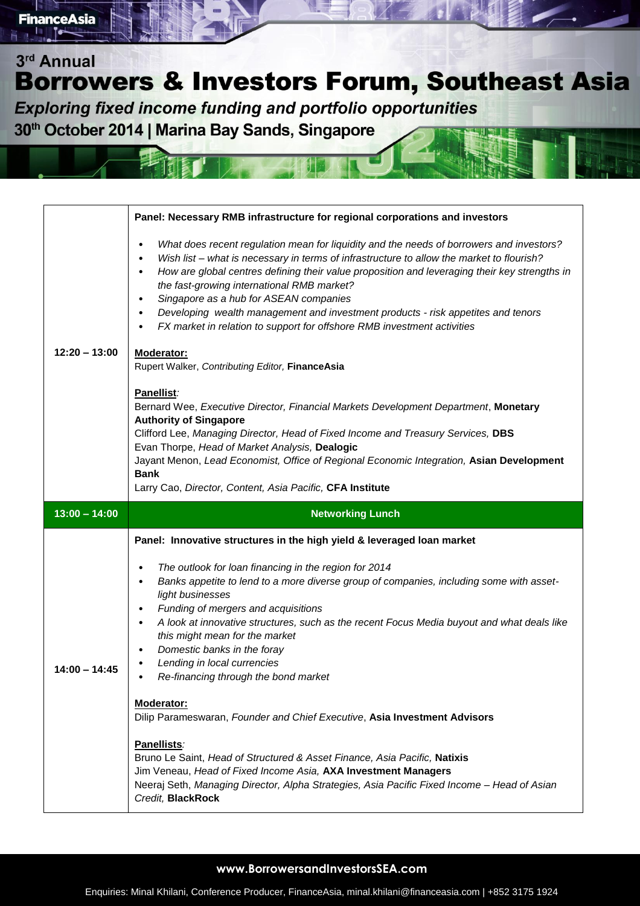# 3rd Annual Borrowers & Investors Forum, Southeast Asia

*Exploring fixed income funding and portfolio opportunities*

**30th October 2014 | Marina Bay Sands, Singapore**

| Time | Session |
|---|---|
| 12:20 – 13:00 | **Panel: Necessary RMB infrastructure for regional corporations and investors**<br><br>• *What does recent regulation mean for liquidity and the needs of borrowers and investors?*<br>• *Wish list – what is necessary in terms of infrastructure to allow the market to flourish?*<br>• *How are global centres defining their value proposition and leveraging their key strengths in the fast-growing international RMB market?*<br>• *Singapore as a hub for ASEAN companies*<br>• *Developing wealth management and investment products - risk appetites and tenors*<br>• *FX market in relation to support for offshore RMB investment activities*<br><br>**Moderator:**<br>Rupert Walker, *Contributing Editor,* **FinanceAsia**<br><br>**Panellist:**<br>Bernard Wee, *Executive Director, Financial Markets Development Department*, **Monetary Authority of Singapore**<br>Clifford Lee, *Managing Director, Head of Fixed Income and Treasury Services,* **DBS**<br>Evan Thorpe, *Head of Market Analysis,* **Dealogic**<br>Jayant Menon, *Lead Economist, Office of Regional Economic Integration,* **Asian Development Bank**<br>Larry Cao, *Director, Content, Asia Pacific,* **CFA Institute** |
| **13:00 – 14:00** | **Networking Lunch** |
| 14:00 – 14:45 | **Panel: Innovative structures in the high yield & leveraged loan market**<br><br>• *The outlook for loan financing in the region for 2014*<br>• *Banks appetite to lend to a more diverse group of companies, including some with asset-light businesses*<br>• *Funding of mergers and acquisitions*<br>• *A look at innovative structures, such as the recent Focus Media buyout and what deals like this might mean for the market*<br>• *Domestic banks in the foray*<br>• *Lending in local currencies*<br>• *Re-financing through the bond market*<br><br>**Moderator:**<br>Dilip Parameswaran, *Founder and Chief Executive*, **Asia Investment Advisors**<br><br>**Panellists:**<br>Bruno Le Saint, *Head of Structured & Asset Finance, Asia Pacific,* **Natixis**<br>Jim Veneau, *Head of Fixed Income Asia,* **AXA Investment Managers**<br>Neeraj Seth, *Managing Director, Alpha Strategies, Asia Pacific Fixed Income – Head of Asian Credit,* **BlackRock** |

**www.BorrowersandInvestorsSEA.com**

Enquiries: Minal Khilani, Conference Producer, FinanceAsia, minal.khilani@financeasia.com | +852 3175 1924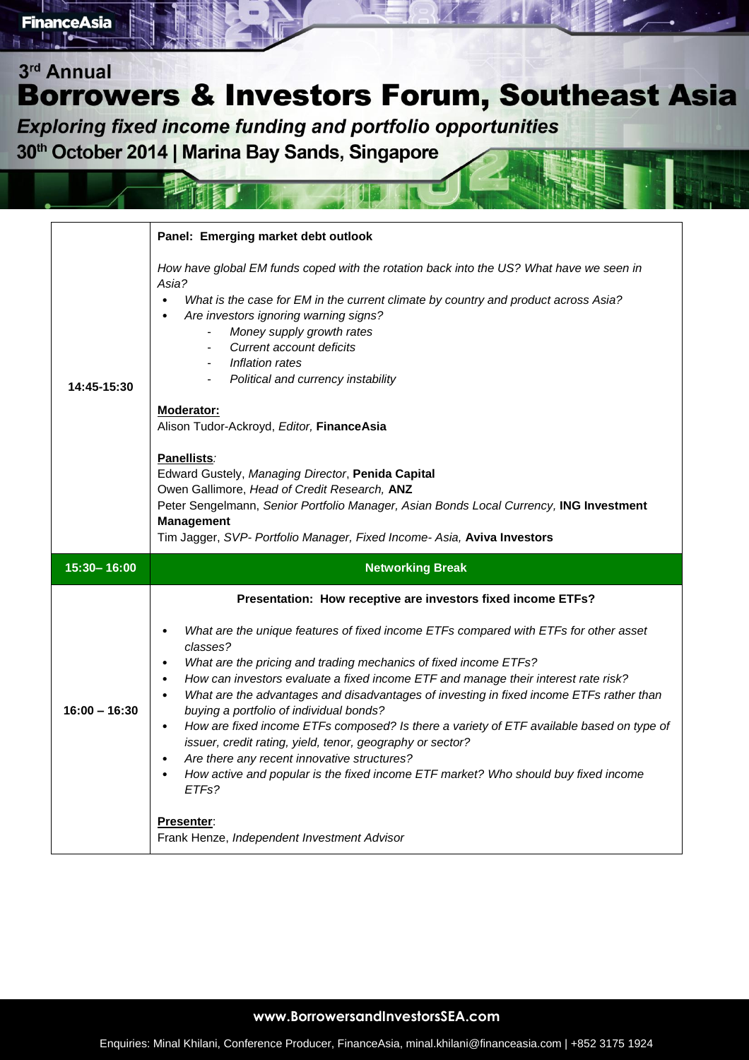# 3rd Annual Borrowers & Investors Forum, Southeast Asia

*Exploring fixed income funding and portfolio opportunities*

**30th October 2014 | Marina Bay Sands, Singapore**

| | |
|---|---|
| 14:45-15:30 | **Panel: Emerging market debt outlook**<br><br>*How have global EM funds coped with the rotation back into the US? What have we seen in Asia?*<br>• *What is the case for EM in the current climate by country and product across Asia?*<br>• *Are investors ignoring warning signs?*<br>  - *Money supply growth rates*<br>  - *Current account deficits*<br>  - *Inflation rates*<br>  - *Political and currency instability*<br><br>**Moderator:**<br>Alison Tudor-Ackroyd, *Editor,* **FinanceAsia**<br><br>**Panellists***:*<br>Edward Gustely, *Managing Director*, **Penida Capital**<br>Owen Gallimore, *Head of Credit Research,* **ANZ**<br>Peter Sengelmann, *Senior Portfolio Manager, Asian Bonds Local Currency,* **ING Investment Management**<br>Tim Jagger, *SVP- Portfolio Manager, Fixed Income- Asia,* **Aviva Investors** |
| **15:30– 16:00** | **Networking Break** |
| 16:00 – 16:30 | **Presentation: How receptive are investors fixed income ETFs?**<br><br>• *What are the unique features of fixed income ETFs compared with ETFs for other asset classes?*<br>• *What are the pricing and trading mechanics of fixed income ETFs?*<br>• *How can investors evaluate a fixed income ETF and manage their interest rate risk?*<br>• *What are the advantages and disadvantages of investing in fixed income ETFs rather than buying a portfolio of individual bonds?*<br>• *How are fixed income ETFs composed? Is there a variety of ETF available based on type of issuer, credit rating, yield, tenor, geography or sector?*<br>• *Are there any recent innovative structures?*<br>• *How active and popular is the fixed income ETF market? Who should buy fixed income ETFs?*<br><br>**Presenter**:<br>Frank Henze, *Independent Investment Advisor* |

**www.BorrowersandInvestorsSEA.com**

Enquiries: Minal Khilani, Conference Producer, FinanceAsia, minal.khilani@financeasia.com | +852 3175 1924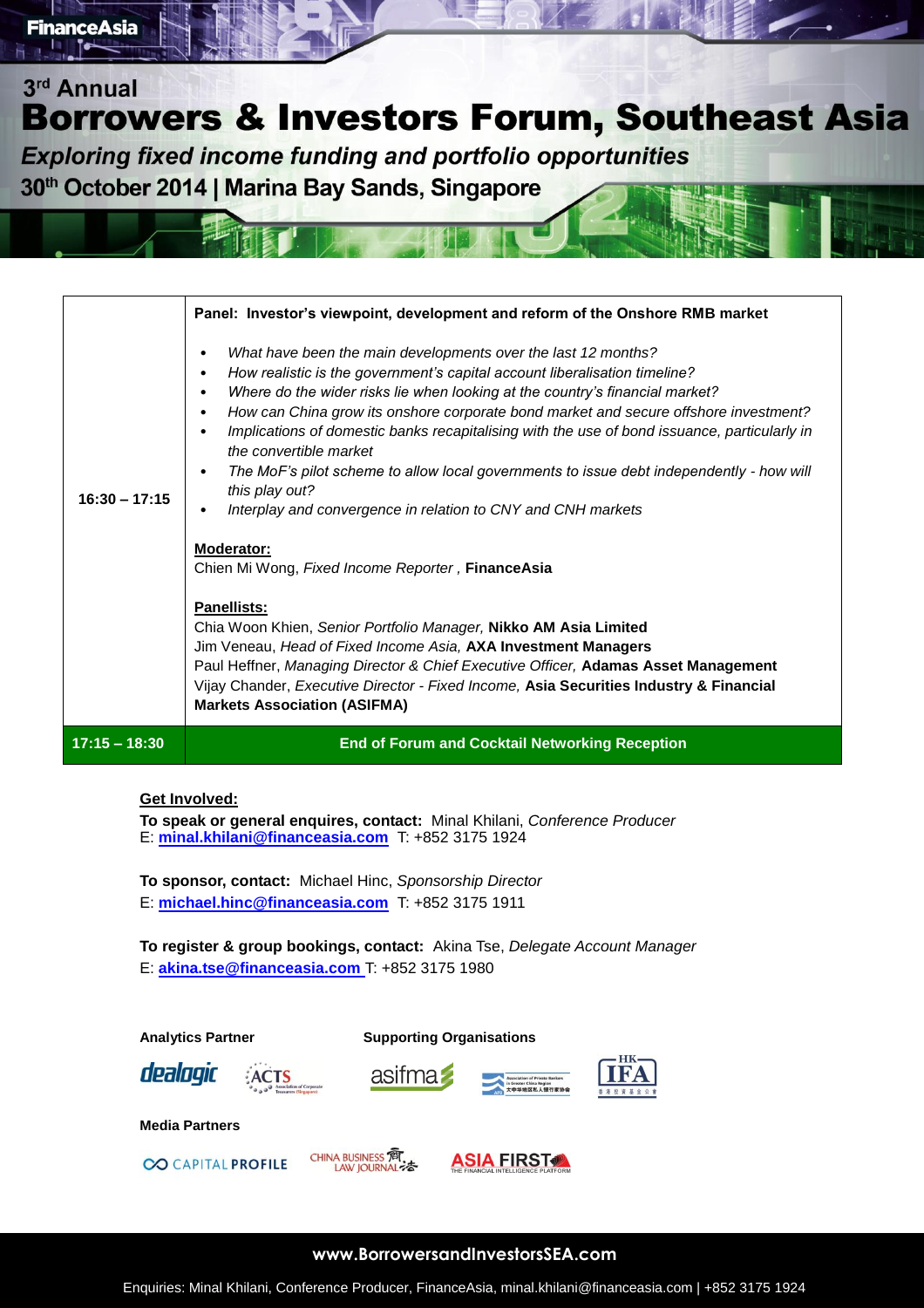FinanceAsia

# 3rd Annual Borrowers & Investors Forum, Southeast Asia

***Exploring fixed income funding and portfolio opportunities***

**30th October 2014 | Marina Bay Sands, Singapore**

| | |
|---|---|
| **16:30 – 17:15** | **Panel: Investor's viewpoint, development and reform of the Onshore RMB market**<br><br>• *What have been the main developments over the last 12 months?*<br>• *How realistic is the government's capital account liberalisation timeline?*<br>• *Where do the wider risks lie when looking at the country's financial market?*<br>• *How can China grow its onshore corporate bond market and secure offshore investment?*<br>• *Implications of domestic banks recapitalising with the use of bond issuance, particularly in the convertible market*<br>• *The MoF's pilot scheme to allow local governments to issue debt independently - how will this play out?*<br>• *Interplay and convergence in relation to CNY and CNH markets*<br><br>**Moderator:**<br>Chien Mi Wong, *Fixed Income Reporter* , **FinanceAsia**<br><br>**Panellists:**<br>Chia Woon Khien, *Senior Portfolio Manager,* **Nikko AM Asia Limited**<br>Jim Veneau, *Head of Fixed Income Asia,* **AXA Investment Managers**<br>Paul Heffner, *Managing Director & Chief Executive Officer,* **Adamas Asset Management**<br>Vijay Chander, *Executive Director - Fixed Income,* **Asia Securities Industry & Financial Markets Association (ASIFMA)** |
| **17:15 – 18:30** | **End of Forum and Cocktail Networking Reception** |

**Get Involved:**

**To speak or general enquires, contact:** Minal Khilani, *Conference Producer*
E: **minal.khilani@financeasia.com** T: +852 3175 1924

**To sponsor, contact:** Michael Hinc, *Sponsorship Director*
E: **michael.hinc@financeasia.com** T: +852 3175 1911

**To register & group bookings, contact:** Akina Tse, *Delegate Account Manager*
E: **akina.tse@financeasia.com** T: +852 3175 1980

**Analytics Partner**

dealogic

ACTS

**Supporting Organisations**

asifma

Association of Private Bankers in Greater China Region

HK IFA

**Media Partners**

CAPITAL PROFILE

CHINA BUSINESS LAW JOURNAL

ASIA FIRST

**www.BorrowersandInvestorsSEA.com**

Enquiries: Minal Khilani, Conference Producer, FinanceAsia, minal.khilani@financeasia.com | +852 3175 1924